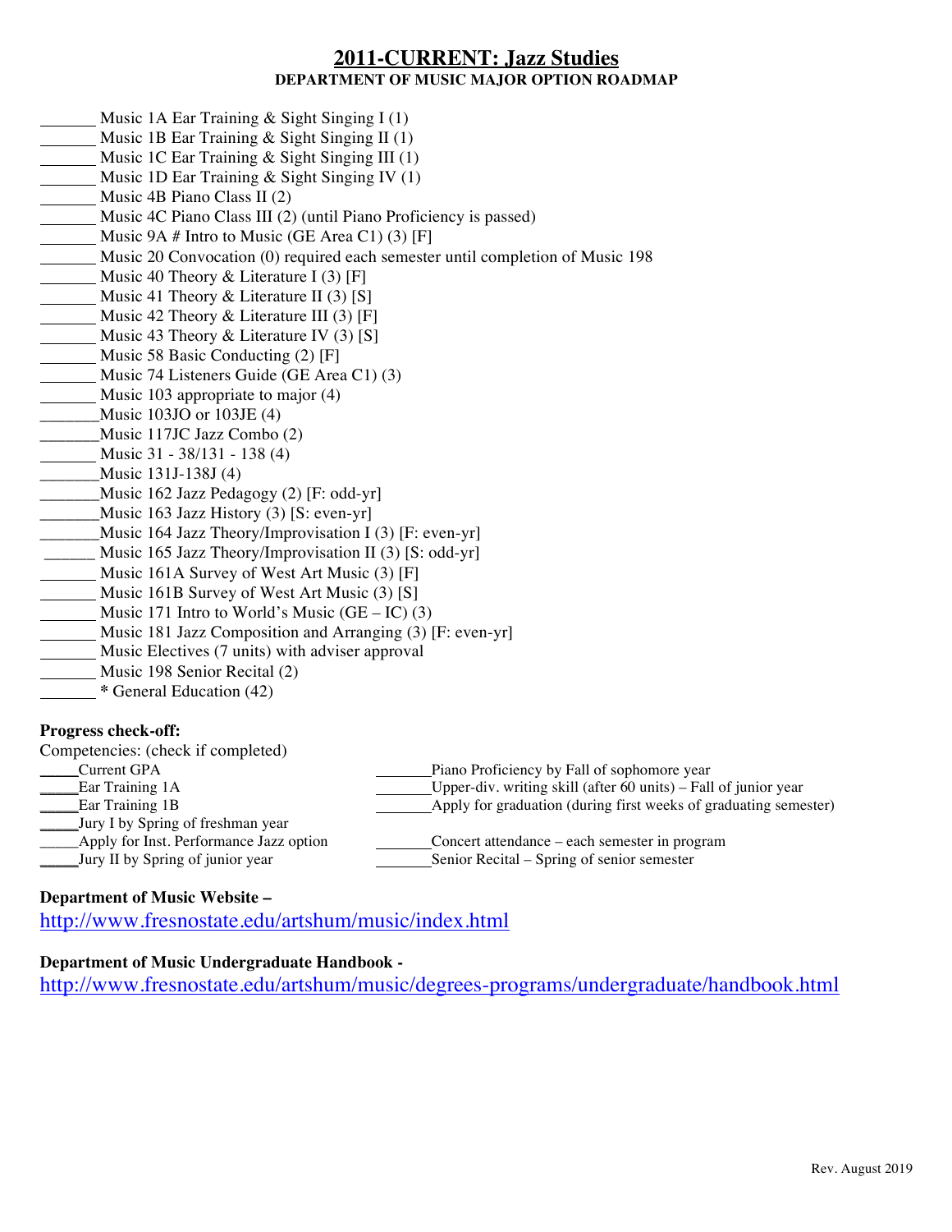# 2011-CURRENT: Jazz Studies

## DEPARTMENT OF MUSIC MAJOR OPTION ROADMAP

_______ Music 1A Ear Training & Sight Singing I (1)
_______ Music 1B Ear Training & Sight Singing II (1)
_______ Music 1C Ear Training & Sight Singing III (1)
_______ Music 1D Ear Training & Sight Singing IV (1)
_______ Music 4B Piano Class II (2)
_______ Music 4C Piano Class III (2) (until Piano Proficiency is passed)
_______ Music 9A # Intro to Music (GE Area C1) (3) [F]
_______ Music 20 Convocation (0) required each semester until completion of Music 198
_______ Music 40 Theory & Literature I (3) [F]
_______ Music 41 Theory & Literature II (3) [S]
_______ Music 42 Theory & Literature III (3) [F]
_______ Music 43 Theory & Literature IV (3) [S]
_______ Music 58 Basic Conducting (2) [F]
_______ Music 74 Listeners Guide (GE Area C1) (3)
_______ Music 103 appropriate to major (4)
_______ Music 103JO or 103JE (4)
_______ Music 117JC Jazz Combo (2)
_______ Music 31 - 38/131 - 138 (4)
_______ Music 131J-138J (4)
_______ Music 162 Jazz Pedagogy (2) [F: odd-yr]
_______ Music 163 Jazz History (3) [S: even-yr]
_______ Music 164 Jazz Theory/Improvisation I (3) [F: even-yr]
_______ Music 165 Jazz Theory/Improvisation II (3) [S: odd-yr]
_______ Music 161A Survey of West Art Music (3) [F]
_______ Music 161B Survey of West Art Music (3) [S]
_______ Music 171 Intro to World's Music (GE – IC) (3)
_______ Music 181 Jazz Composition and Arranging (3) [F: even-yr]
_______ Music Electives (7 units) with adviser approval
_______ Music 198 Senior Recital (2)
_______ * General Education (42)

**Progress check-off:**

Competencies: (check if completed)

_____ Current GPA
_____ Ear Training 1A
_____ Ear Training 1B
_____ Jury I by Spring of freshman year
_____ Apply for Inst. Performance Jazz option
_____ Jury II by Spring of junior year

_______ Piano Proficiency by Fall of sophomore year
_______ Upper-div. writing skill (after 60 units) – Fall of junior year
_______ Apply for graduation (during first weeks of graduating semester)
_______ Concert attendance – each semester in program
_______ Senior Recital – Spring of senior semester

**Department of Music Website –**
http://www.fresnostate.edu/artshum/music/index.html

**Department of Music Undergraduate Handbook -**
http://www.fresnostate.edu/artshum/music/degrees-programs/undergraduate/handbook.html

Rev. August 2019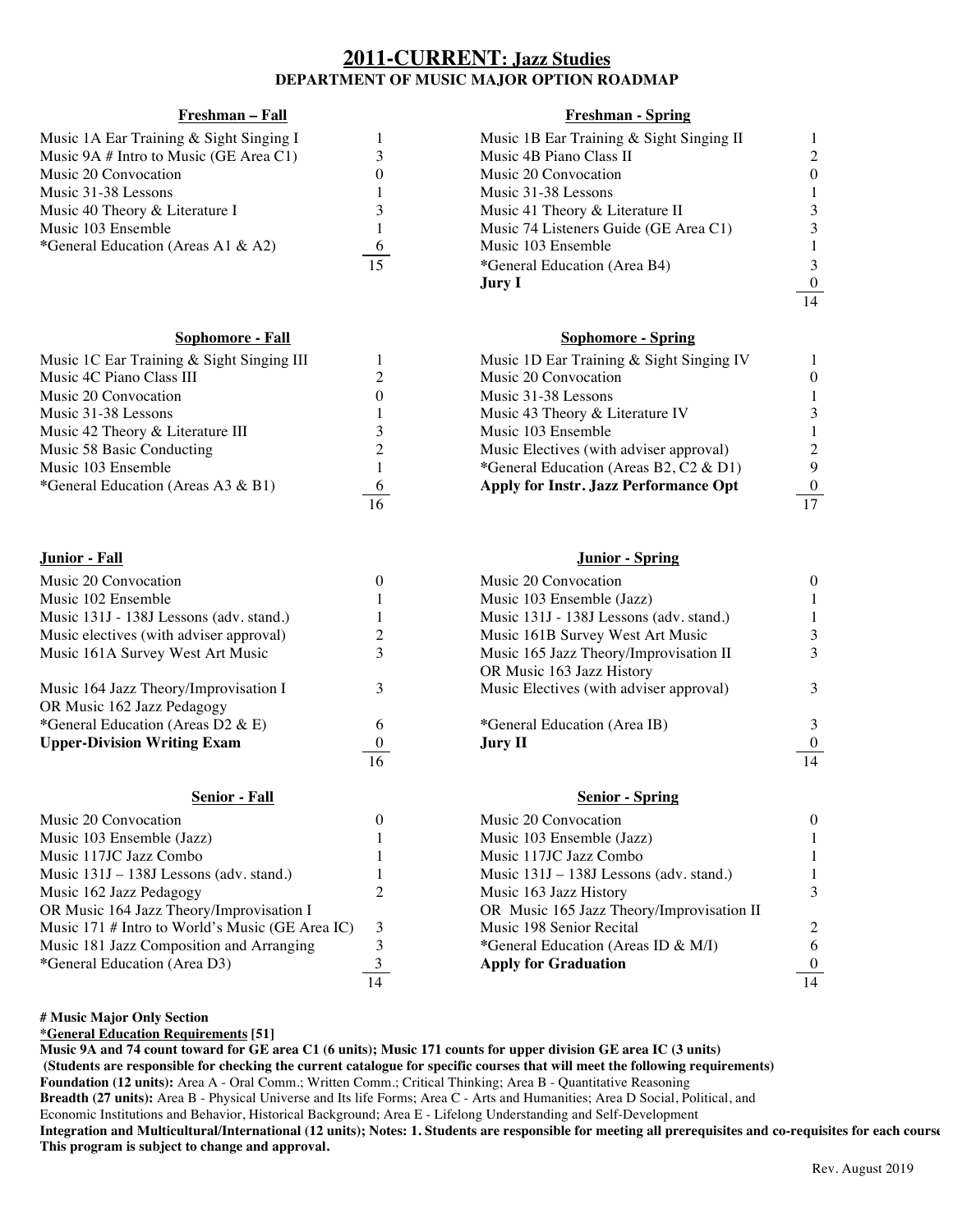# 2011-CURRENT: Jazz Studies

## DEPARTMENT OF MUSIC MAJOR OPTION ROADMAP

| Freshman – Fall | | Freshman - Spring | |
|---|---|---|---|
| Music 1A Ear Training & Sight Singing I | 1 | Music 1B Ear Training & Sight Singing II | 1 |
| Music 9A # Intro to Music (GE Area C1) | 3 | Music 4B Piano Class II | 2 |
| Music 20 Convocation | 0 | Music 20 Convocation | 0 |
| Music 31-38 Lessons | 1 | Music 31-38 Lessons | 1 |
| Music 40 Theory & Literature I | 3 | Music 41 Theory & Literature II | 3 |
| Music 103 Ensemble | 1 | Music 74 Listeners Guide (GE Area C1) | 3 |
| *General Education (Areas A1 & A2) | 6 | Music 103 Ensemble | 1 |
| | 15 | *General Education (Area B4) | 3 |
| | | **Jury I** | 0 |
| | | | 14 |

| Sophomore - Fall | | Sophomore - Spring | |
|---|---|---|---|
| Music 1C Ear Training & Sight Singing III | 1 | Music 1D Ear Training & Sight Singing IV | 1 |
| Music 4C Piano Class III | 2 | Music 20 Convocation | 0 |
| Music 20 Convocation | 0 | Music 31-38 Lessons | 1 |
| Music 31-38 Lessons | 1 | Music 43 Theory & Literature IV | 3 |
| Music 42 Theory & Literature III | 3 | Music 103 Ensemble | 1 |
| Music 58 Basic Conducting | 2 | Music Electives (with adviser approval) | 2 |
| Music 103 Ensemble | 1 | *General Education (Areas B2, C2 & D1) | 9 |
| *General Education (Areas A3 & B1) | 6 | **Apply for Instr. Jazz Performance Opt** | 0 |
| | 16 | | 17 |

| Junior - Fall | | Junior - Spring | |
|---|---|---|---|
| Music 20 Convocation | 0 | Music 20 Convocation | 0 |
| Music 102 Ensemble | 1 | Music 103 Ensemble (Jazz) | 1 |
| Music 131J - 138J Lessons (adv. stand.) | 1 | Music 131J - 138J Lessons (adv. stand.) | 1 |
| Music electives (with adviser approval) | 2 | Music 161B Survey West Art Music | 3 |
| Music 161A Survey West Art Music | 3 | Music 165 Jazz Theory/Improvisation II OR Music 163 Jazz History | 3 |
| Music 164 Jazz Theory/Improvisation I OR Music 162 Jazz Pedagogy | 3 | Music Electives (with adviser approval) | 3 |
| *General Education (Areas D2 & E) | 6 | *General Education (Area IB) | 3 |
| **Upper-Division Writing Exam** | 0 | **Jury II** | 0 |
| | 16 | | 14 |

| Senior - Fall | | Senior - Spring | |
|---|---|---|---|
| Music 20 Convocation | 0 | Music 20 Convocation | 0 |
| Music 103 Ensemble (Jazz) | 1 | Music 103 Ensemble (Jazz) | 1 |
| Music 117JC Jazz Combo | 1 | Music 117JC Jazz Combo | 1 |
| Music 131J – 138J Lessons (adv. stand.) | 1 | Music 131J – 138J Lessons (adv. stand.) | 1 |
| Music 162 Jazz Pedagogy OR Music 164 Jazz Theory/Improvisation I | 2 | Music 163 Jazz History OR Music 165 Jazz Theory/Improvisation II | 3 |
| Music 171 # Intro to World's Music (GE Area IC) | 3 | Music 198 Senior Recital | 2 |
| Music 181 Jazz Composition and Arranging | 3 | *General Education (Areas ID & M/I) | 6 |
| *General Education (Area D3) | 3 | **Apply for Graduation** | 0 |
| | 14 | | 14 |

**# Music Major Only Section**

**\*General Education Requirements [51]**

**Music 9A and 74 count toward for GE area C1 (6 units); Music 171 counts for upper division GE area IC (3 units)**

**(Students are responsible for checking the current catalogue for specific courses that will meet the following requirements)**

**Foundation (12 units):** Area A - Oral Comm.; Written Comm.; Critical Thinking; Area B - Quantitative Reasoning

**Breadth (27 units):** Area B - Physical Universe and Its life Forms; Area C - Arts and Humanities; Area D Social, Political, and Economic Institutions and Behavior, Historical Background; Area E - Lifelong Understanding and Self-Development

**Integration and Multicultural/International (12 units); Notes: 1. Students are responsible for meeting all prerequisites and co-requisites for each course**

**This program is subject to change and approval.**

Rev. August 2019